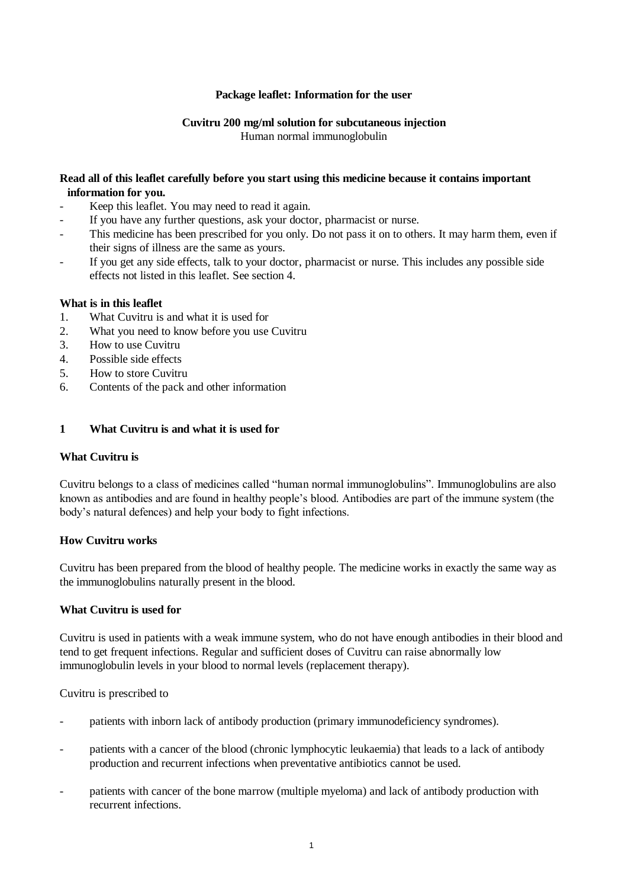**Package leaflet: Information for the user**

**Cuvitru 200 mg/ml solution for subcutaneous injection**
Human normal immunoglobulin

**Read all of this leaflet carefully before you start using this medicine because it contains important information for you.**

- Keep this leaflet. You may need to read it again.
- If you have any further questions, ask your doctor, pharmacist or nurse.
- This medicine has been prescribed for you only. Do not pass it on to others. It may harm them, even if their signs of illness are the same as yours.
- If you get any side effects, talk to your doctor, pharmacist or nurse. This includes any possible side effects not listed in this leaflet. See section 4.

**What is in this leaflet**

1. What Cuvitru is and what it is used for
2. What you need to know before you use Cuvitru
3. How to use Cuvitru
4. Possible side effects
5. How to store Cuvitru
6. Contents of the pack and other information

## 1 What Cuvitru is and what it is used for

**What Cuvitru is**

Cuvitru belongs to a class of medicines called "human normal immunoglobulins". Immunoglobulins are also known as antibodies and are found in healthy people's blood. Antibodies are part of the immune system (the body's natural defences) and help your body to fight infections.

**How Cuvitru works**

Cuvitru has been prepared from the blood of healthy people. The medicine works in exactly the same way as the immunoglobulins naturally present in the blood.

**What Cuvitru is used for**

Cuvitru is used in patients with a weak immune system, who do not have enough antibodies in their blood and tend to get frequent infections. Regular and sufficient doses of Cuvitru can raise abnormally low immunoglobulin levels in your blood to normal levels (replacement therapy).

Cuvitru is prescribed to

- patients with inborn lack of antibody production (primary immunodeficiency syndromes).
- patients with a cancer of the blood (chronic lymphocytic leukaemia) that leads to a lack of antibody production and recurrent infections when preventative antibiotics cannot be used.
- patients with cancer of the bone marrow (multiple myeloma) and lack of antibody production with recurrent infections.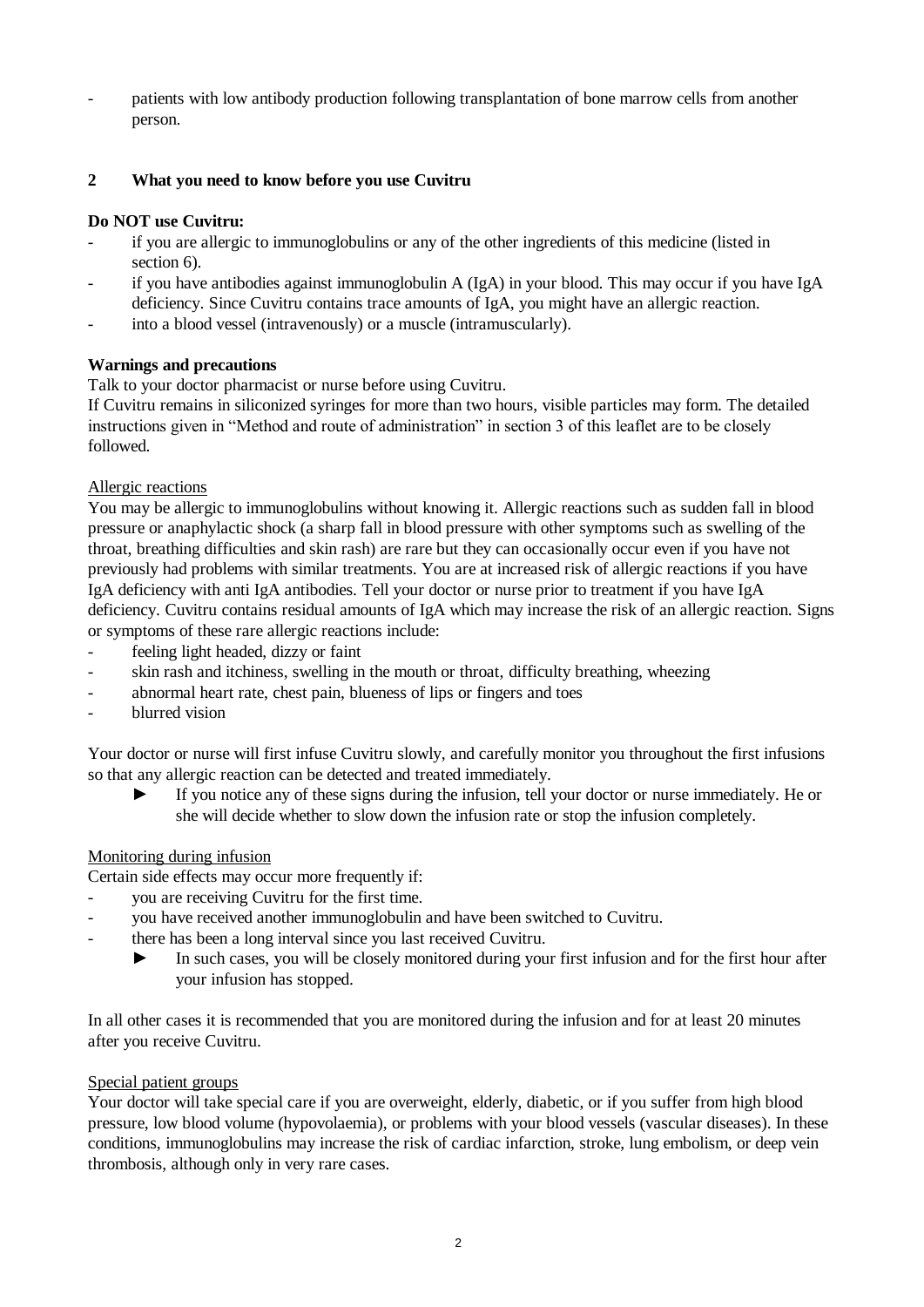- patients with low antibody production following transplantation of bone marrow cells from another person.

## 2 What you need to know before you use Cuvitru

**Do NOT use Cuvitru:**

- if you are allergic to immunoglobulins or any of the other ingredients of this medicine (listed in section 6).
- if you have antibodies against immunoglobulin A (IgA) in your blood. This may occur if you have IgA deficiency. Since Cuvitru contains trace amounts of IgA, you might have an allergic reaction.
- into a blood vessel (intravenously) or a muscle (intramuscularly).

**Warnings and precautions**

Talk to your doctor pharmacist or nurse before using Cuvitru.

If Cuvitru remains in siliconized syringes for more than two hours, visible particles may form. The detailed instructions given in "Method and route of administration" in section 3 of this leaflet are to be closely followed.

Allergic reactions

You may be allergic to immunoglobulins without knowing it. Allergic reactions such as sudden fall in blood pressure or anaphylactic shock (a sharp fall in blood pressure with other symptoms such as swelling of the throat, breathing difficulties and skin rash) are rare but they can occasionally occur even if you have not previously had problems with similar treatments. You are at increased risk of allergic reactions if you have IgA deficiency with anti IgA antibodies. Tell your doctor or nurse prior to treatment if you have IgA deficiency. Cuvitru contains residual amounts of IgA which may increase the risk of an allergic reaction. Signs or symptoms of these rare allergic reactions include:

- feeling light headed, dizzy or faint
- skin rash and itchiness, swelling in the mouth or throat, difficulty breathing, wheezing
- abnormal heart rate, chest pain, blueness of lips or fingers and toes
- blurred vision

Your doctor or nurse will first infuse Cuvitru slowly, and carefully monitor you throughout the first infusions so that any allergic reaction can be detected and treated immediately.

► If you notice any of these signs during the infusion, tell your doctor or nurse immediately. He or she will decide whether to slow down the infusion rate or stop the infusion completely.

Monitoring during infusion

Certain side effects may occur more frequently if:

- you are receiving Cuvitru for the first time.
- you have received another immunoglobulin and have been switched to Cuvitru.
- there has been a long interval since you last received Cuvitru.

  ► In such cases, you will be closely monitored during your first infusion and for the first hour after your infusion has stopped.

In all other cases it is recommended that you are monitored during the infusion and for at least 20 minutes after you receive Cuvitru.

Special patient groups

Your doctor will take special care if you are overweight, elderly, diabetic, or if you suffer from high blood pressure, low blood volume (hypovolaemia), or problems with your blood vessels (vascular diseases). In these conditions, immunoglobulins may increase the risk of cardiac infarction, stroke, lung embolism, or deep vein thrombosis, although only in very rare cases.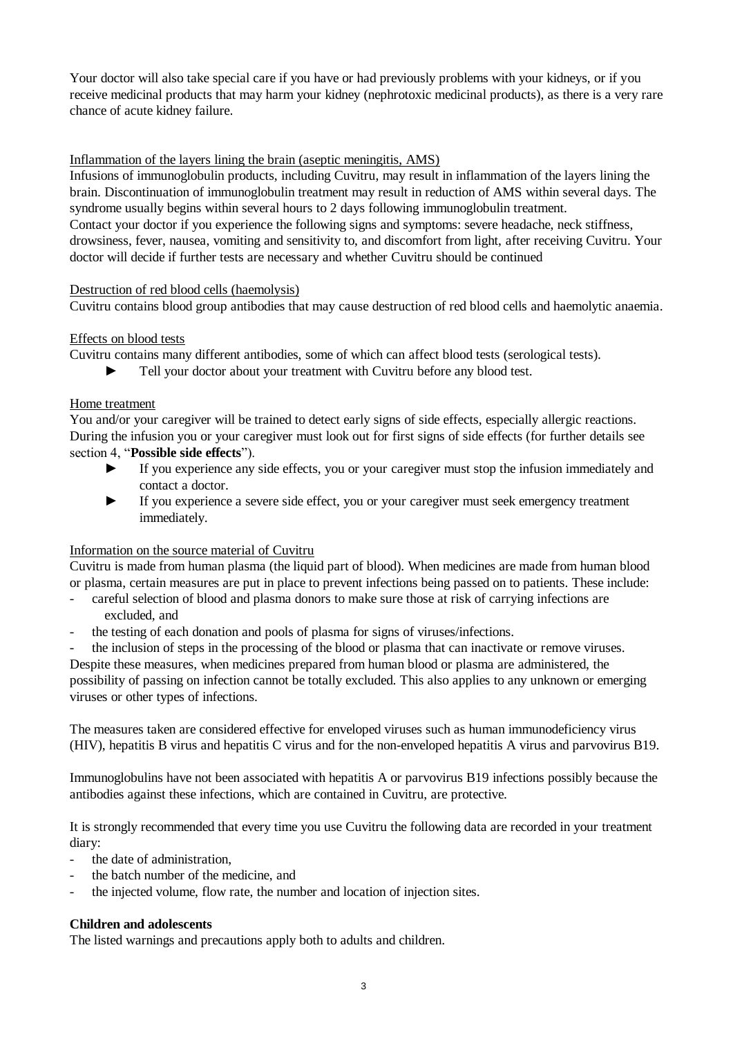Your doctor will also take special care if you have or had previously problems with your kidneys, or if you receive medicinal products that may harm your kidney (nephrotoxic medicinal products), as there is a very rare chance of acute kidney failure.

Inflammation of the layers lining the brain (aseptic meningitis, AMS)

Infusions of immunoglobulin products, including Cuvitru, may result in inflammation of the layers lining the brain. Discontinuation of immunoglobulin treatment may result in reduction of AMS within several days. The syndrome usually begins within several hours to 2 days following immunoglobulin treatment.

Contact your doctor if you experience the following signs and symptoms: severe headache, neck stiffness, drowsiness, fever, nausea, vomiting and sensitivity to, and discomfort from light, after receiving Cuvitru. Your doctor will decide if further tests are necessary and whether Cuvitru should be continued

Destruction of red blood cells (haemolysis)

Cuvitru contains blood group antibodies that may cause destruction of red blood cells and haemolytic anaemia.

Effects on blood tests

Cuvitru contains many different antibodies, some of which can affect blood tests (serological tests).

- ► Tell your doctor about your treatment with Cuvitru before any blood test.

Home treatment

You and/or your caregiver will be trained to detect early signs of side effects, especially allergic reactions. During the infusion you or your caregiver must look out for first signs of side effects (for further details see section 4, "**Possible side effects**").

- ► If you experience any side effects, you or your caregiver must stop the infusion immediately and contact a doctor.
- ► If you experience a severe side effect, you or your caregiver must seek emergency treatment immediately.

Information on the source material of Cuvitru

Cuvitru is made from human plasma (the liquid part of blood). When medicines are made from human blood or plasma, certain measures are put in place to prevent infections being passed on to patients. These include:

- careful selection of blood and plasma donors to make sure those at risk of carrying infections are excluded, and
- the testing of each donation and pools of plasma for signs of viruses/infections.
- the inclusion of steps in the processing of the blood or plasma that can inactivate or remove viruses.

Despite these measures, when medicines prepared from human blood or plasma are administered, the possibility of passing on infection cannot be totally excluded. This also applies to any unknown or emerging viruses or other types of infections.

The measures taken are considered effective for enveloped viruses such as human immunodeficiency virus (HIV), hepatitis B virus and hepatitis C virus and for the non-enveloped hepatitis A virus and parvovirus B19.

Immunoglobulins have not been associated with hepatitis A or parvovirus B19 infections possibly because the antibodies against these infections, which are contained in Cuvitru, are protective.

It is strongly recommended that every time you use Cuvitru the following data are recorded in your treatment diary:

- the date of administration,
- the batch number of the medicine, and
- the injected volume, flow rate, the number and location of injection sites.

**Children and adolescents**

The listed warnings and precautions apply both to adults and children.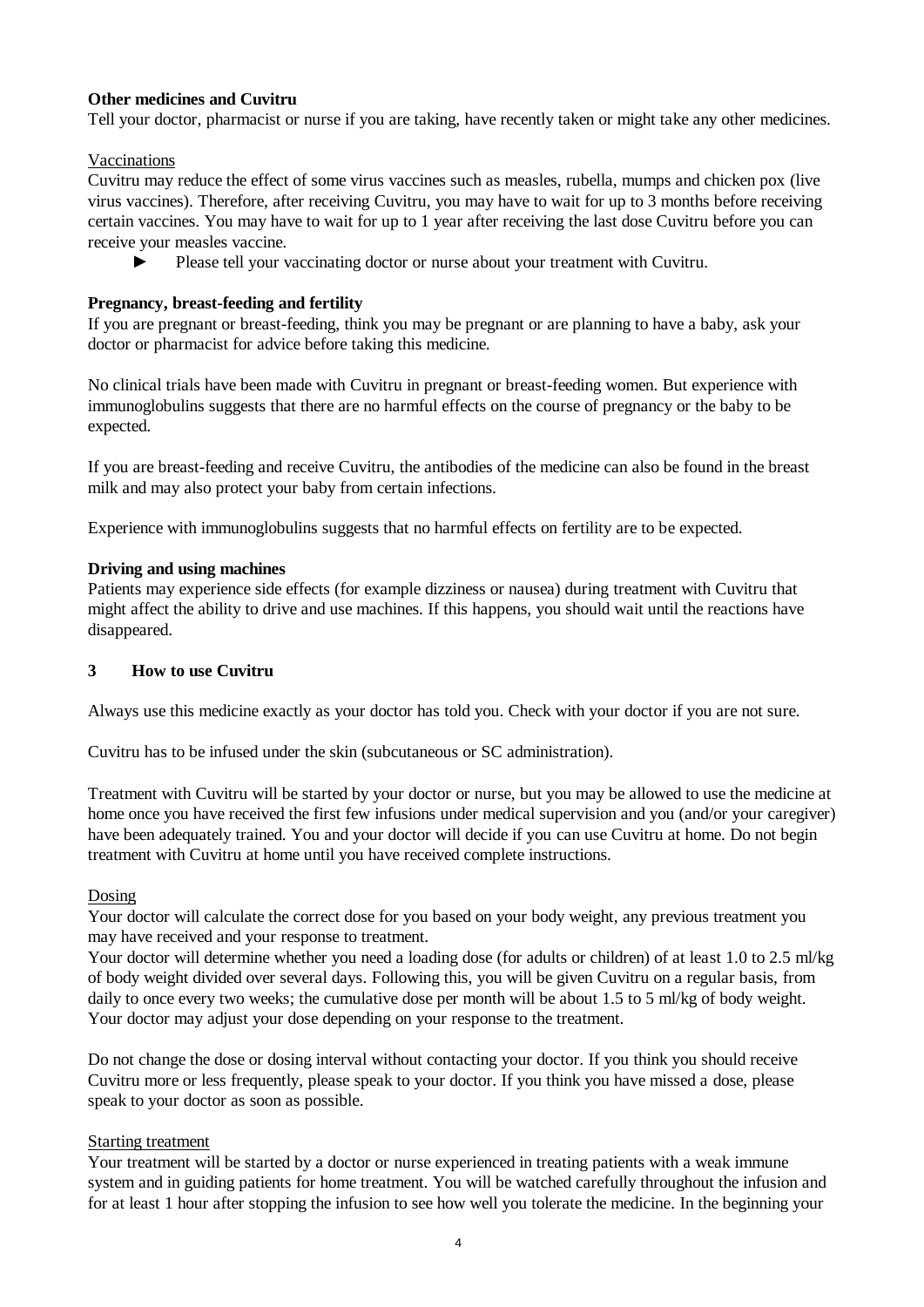**Other medicines and Cuvitru**

Tell your doctor, pharmacist or nurse if you are taking, have recently taken or might take any other medicines.

Vaccinations

Cuvitru may reduce the effect of some virus vaccines such as measles, rubella, mumps and chicken pox (live virus vaccines). Therefore, after receiving Cuvitru, you may have to wait for up to 3 months before receiving certain vaccines. You may have to wait for up to 1 year after receiving the last dose Cuvitru before you can receive your measles vaccine.

► Please tell your vaccinating doctor or nurse about your treatment with Cuvitru.

**Pregnancy, breast-feeding and fertility**

If you are pregnant or breast-feeding, think you may be pregnant or are planning to have a baby, ask your doctor or pharmacist for advice before taking this medicine.

No clinical trials have been made with Cuvitru in pregnant or breast-feeding women. But experience with immunoglobulins suggests that there are no harmful effects on the course of pregnancy or the baby to be expected.

If you are breast-feeding and receive Cuvitru, the antibodies of the medicine can also be found in the breast milk and may also protect your baby from certain infections.

Experience with immunoglobulins suggests that no harmful effects on fertility are to be expected.

**Driving and using machines**

Patients may experience side effects (for example dizziness or nausea) during treatment with Cuvitru that might affect the ability to drive and use machines. If this happens, you should wait until the reactions have disappeared.

## 3 How to use Cuvitru

Always use this medicine exactly as your doctor has told you. Check with your doctor if you are not sure.

Cuvitru has to be infused under the skin (subcutaneous or SC administration).

Treatment with Cuvitru will be started by your doctor or nurse, but you may be allowed to use the medicine at home once you have received the first few infusions under medical supervision and you (and/or your caregiver) have been adequately trained. You and your doctor will decide if you can use Cuvitru at home. Do not begin treatment with Cuvitru at home until you have received complete instructions.

Dosing

Your doctor will calculate the correct dose for you based on your body weight, any previous treatment you may have received and your response to treatment.

Your doctor will determine whether you need a loading dose (for adults or children) of at least 1.0 to 2.5 ml/kg of body weight divided over several days. Following this, you will be given Cuvitru on a regular basis, from daily to once every two weeks; the cumulative dose per month will be about 1.5 to 5 ml/kg of body weight. Your doctor may adjust your dose depending on your response to the treatment.

Do not change the dose or dosing interval without contacting your doctor. If you think you should receive Cuvitru more or less frequently, please speak to your doctor. If you think you have missed a dose, please speak to your doctor as soon as possible.

Starting treatment

Your treatment will be started by a doctor or nurse experienced in treating patients with a weak immune system and in guiding patients for home treatment. You will be watched carefully throughout the infusion and for at least 1 hour after stopping the infusion to see how well you tolerate the medicine. In the beginning your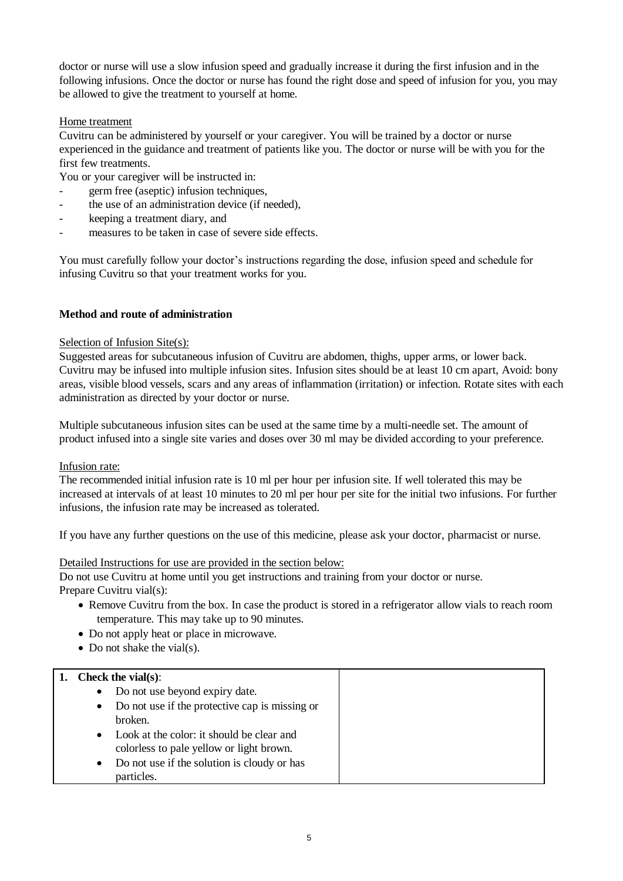doctor or nurse will use a slow infusion speed and gradually increase it during the first infusion and in the following infusions. Once the doctor or nurse has found the right dose and speed of infusion for you, you may be allowed to give the treatment to yourself at home.

Home treatment

Cuvitru can be administered by yourself or your caregiver. You will be trained by a doctor or nurse experienced in the guidance and treatment of patients like you. The doctor or nurse will be with you for the first few treatments.

You or your caregiver will be instructed in:

- germ free (aseptic) infusion techniques,
- the use of an administration device (if needed),
- keeping a treatment diary, and
- measures to be taken in case of severe side effects.

You must carefully follow your doctor's instructions regarding the dose, infusion speed and schedule for infusing Cuvitru so that your treatment works for you.

**Method and route of administration**

Selection of Infusion Site(s):

Suggested areas for subcutaneous infusion of Cuvitru are abdomen, thighs, upper arms, or lower back. Cuvitru may be infused into multiple infusion sites. Infusion sites should be at least 10 cm apart, Avoid: bony areas, visible blood vessels, scars and any areas of inflammation (irritation) or infection. Rotate sites with each administration as directed by your doctor or nurse.

Multiple subcutaneous infusion sites can be used at the same time by a multi-needle set. The amount of product infused into a single site varies and doses over 30 ml may be divided according to your preference.

Infusion rate:

The recommended initial infusion rate is 10 ml per hour per infusion site. If well tolerated this may be increased at intervals of at least 10 minutes to 20 ml per hour per site for the initial two infusions. For further infusions, the infusion rate may be increased as tolerated.

If you have any further questions on the use of this medicine, please ask your doctor, pharmacist or nurse.

Detailed Instructions for use are provided in the section below:

Do not use Cuvitru at home until you get instructions and training from your doctor or nurse.

Prepare Cuvitru vial(s):

- Remove Cuvitru from the box. In case the product is stored in a refrigerator allow vials to reach room temperature. This may take up to 90 minutes.
- Do not apply heat or place in microwave.
- Do not shake the vial(s).

| **1. Check the vial(s)**:<br>• Do not use beyond expiry date.<br>• Do not use if the protective cap is missing or broken.<br>• Look at the color: it should be clear and colorless to pale yellow or light brown.<br>• Do not use if the solution is cloudy or has particles. | |
|---|---|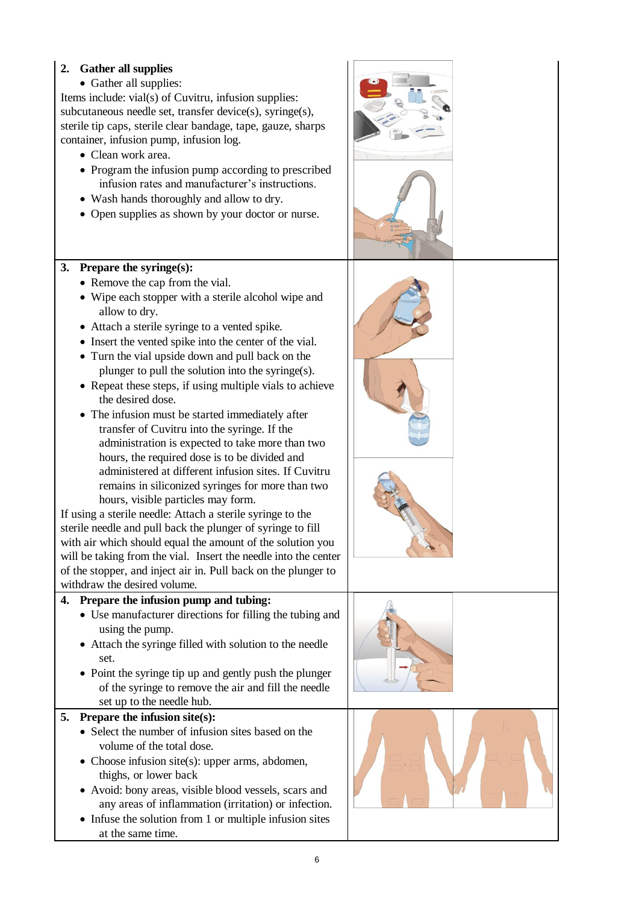**2. Gather all supplies**

- Gather all supplies:

Items include: vial(s) of Cuvitru, infusion supplies: subcutaneous needle set, transfer device(s), syringe(s), sterile tip caps, sterile clear bandage, tape, gauze, sharps container, infusion pump, infusion log.

- Clean work area.
- Program the infusion pump according to prescribed infusion rates and manufacturer's instructions.
- Wash hands thoroughly and allow to dry.
- Open supplies as shown by your doctor or nurse.

**3. Prepare the syringe(s):**

- Remove the cap from the vial.
- Wipe each stopper with a sterile alcohol wipe and allow to dry.
- Attach a sterile syringe to a vented spike.
- Insert the vented spike into the center of the vial.
- Turn the vial upside down and pull back on the plunger to pull the solution into the syringe(s).
- Repeat these steps, if using multiple vials to achieve the desired dose.
- The infusion must be started immediately after transfer of Cuvitru into the syringe. If the administration is expected to take more than two hours, the required dose is to be divided and administered at different infusion sites. If Cuvitru remains in siliconized syringes for more than two hours, visible particles may form.

If using a sterile needle: Attach a sterile syringe to the sterile needle and pull back the plunger of syringe to fill with air which should equal the amount of the solution you will be taking from the vial. Insert the needle into the center of the stopper, and inject air in. Pull back on the plunger to withdraw the desired volume.

**4. Prepare the infusion pump and tubing:**

- Use manufacturer directions for filling the tubing and using the pump.
- Attach the syringe filled with solution to the needle set.
- Point the syringe tip up and gently push the plunger of the syringe to remove the air and fill the needle set up to the needle hub.

**5. Prepare the infusion site(s):**

- Select the number of infusion sites based on the volume of the total dose.
- Choose infusion site(s): upper arms, abdomen, thighs, or lower back
- Avoid: bony areas, visible blood vessels, scars and any areas of inflammation (irritation) or infection.
- Infuse the solution from 1 or multiple infusion sites at the same time.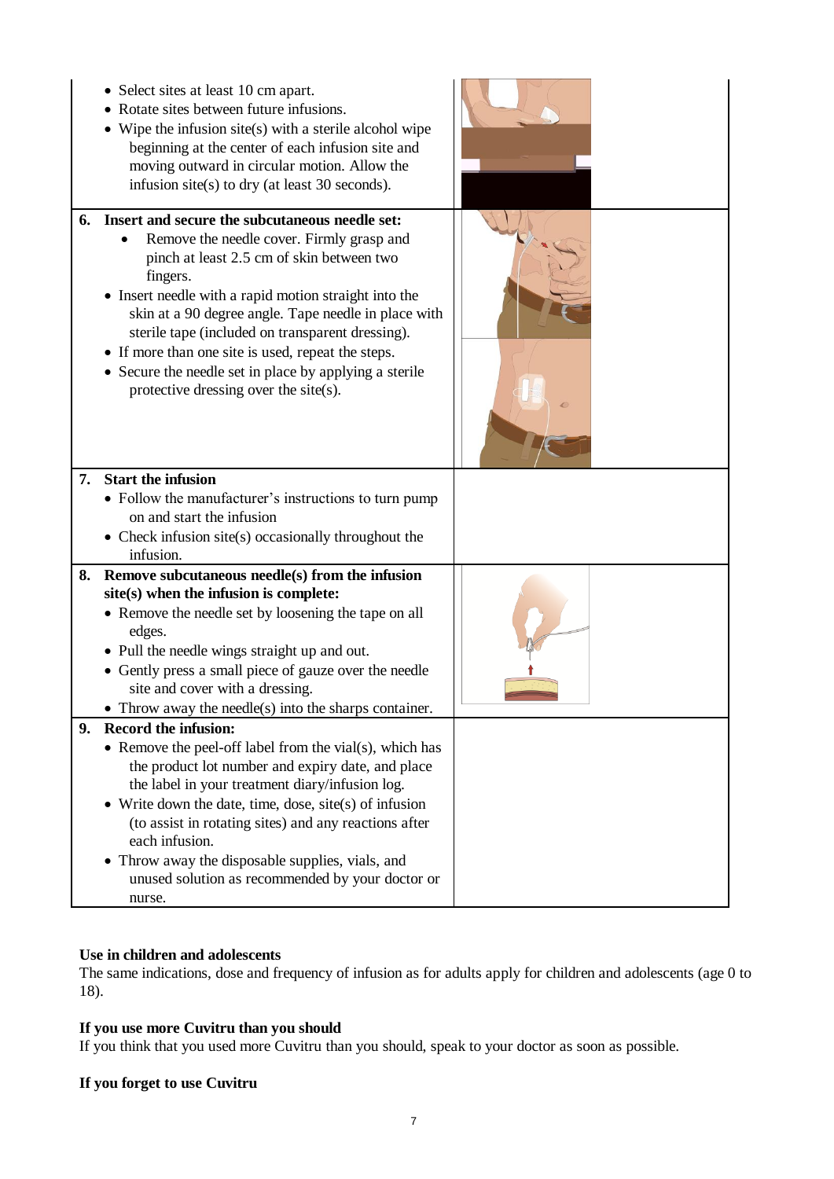| | |
|---|---|
| • Select sites at least 10 cm apart.<br>• Rotate sites between future infusions.<br>• Wipe the infusion site(s) with a sterile alcohol wipe beginning at the center of each infusion site and moving outward in circular motion. Allow the infusion site(s) to dry (at least 30 seconds). | |
| **6. Insert and secure the subcutaneous needle set:**<br>• Remove the needle cover. Firmly grasp and pinch at least 2.5 cm of skin between two fingers.<br>• Insert needle with a rapid motion straight into the skin at a 90 degree angle. Tape needle in place with sterile tape (included on transparent dressing).<br>• If more than one site is used, repeat the steps.<br>• Secure the needle set in place by applying a sterile protective dressing over the site(s). | |
| **7. Start the infusion**<br>• Follow the manufacturer's instructions to turn pump on and start the infusion<br>• Check infusion site(s) occasionally throughout the infusion. | |
| **8. Remove subcutaneous needle(s) from the infusion site(s) when the infusion is complete:**<br>• Remove the needle set by loosening the tape on all edges.<br>• Pull the needle wings straight up and out.<br>• Gently press a small piece of gauze over the needle site and cover with a dressing.<br>• Throw away the needle(s) into the sharps container. | |
| **9. Record the infusion:**<br>• Remove the peel-off label from the vial(s), which has the product lot number and expiry date, and place the label in your treatment diary/infusion log.<br>• Write down the date, time, dose, site(s) of infusion (to assist in rotating sites) and any reactions after each infusion.<br>• Throw away the disposable supplies, vials, and unused solution as recommended by your doctor or nurse. | |

**Use in children and adolescents**

The same indications, dose and frequency of infusion as for adults apply for children and adolescents (age 0 to 18).

**If you use more Cuvitru than you should**

If you think that you used more Cuvitru than you should, speak to your doctor as soon as possible.

**If you forget to use Cuvitru**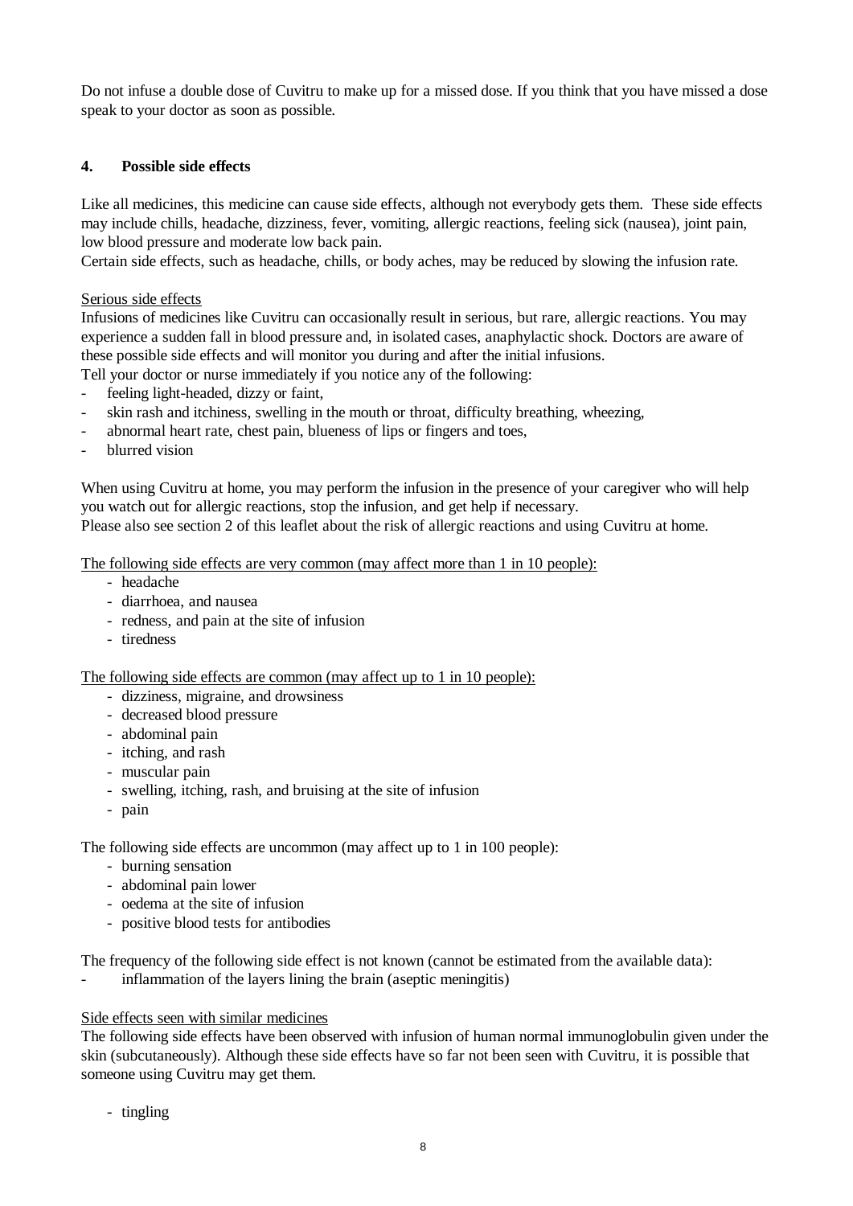Do not infuse a double dose of Cuvitru to make up for a missed dose. If you think that you have missed a dose speak to your doctor as soon as possible.

## 4. Possible side effects

Like all medicines, this medicine can cause side effects, although not everybody gets them. These side effects may include chills, headache, dizziness, fever, vomiting, allergic reactions, feeling sick (nausea), joint pain, low blood pressure and moderate low back pain.
Certain side effects, such as headache, chills, or body aches, may be reduced by slowing the infusion rate.

Serious side effects
Infusions of medicines like Cuvitru can occasionally result in serious, but rare, allergic reactions. You may experience a sudden fall in blood pressure and, in isolated cases, anaphylactic shock. Doctors are aware of these possible side effects and will monitor you during and after the initial infusions.
Tell your doctor or nurse immediately if you notice any of the following:

- feeling light-headed, dizzy or faint,
- skin rash and itchiness, swelling in the mouth or throat, difficulty breathing, wheezing,
- abnormal heart rate, chest pain, blueness of lips or fingers and toes,
- blurred vision

When using Cuvitru at home, you may perform the infusion in the presence of your caregiver who will help you watch out for allergic reactions, stop the infusion, and get help if necessary.
Please also see section 2 of this leaflet about the risk of allergic reactions and using Cuvitru at home.

The following side effects are very common (may affect more than 1 in 10 people):

- headache
- diarrhoea, and nausea
- redness, and pain at the site of infusion
- tiredness

The following side effects are common (may affect up to 1 in 10 people):

- dizziness, migraine, and drowsiness
- decreased blood pressure
- abdominal pain
- itching, and rash
- muscular pain
- swelling, itching, rash, and bruising at the site of infusion
- pain

The following side effects are uncommon (may affect up to 1 in 100 people):

- burning sensation
- abdominal pain lower
- oedema at the site of infusion
- positive blood tests for antibodies

The frequency of the following side effect is not known (cannot be estimated from the available data):

- inflammation of the layers lining the brain (aseptic meningitis)

Side effects seen with similar medicines
The following side effects have been observed with infusion of human normal immunoglobulin given under the skin (subcutaneously). Although these side effects have so far not been seen with Cuvitru, it is possible that someone using Cuvitru may get them.

- tingling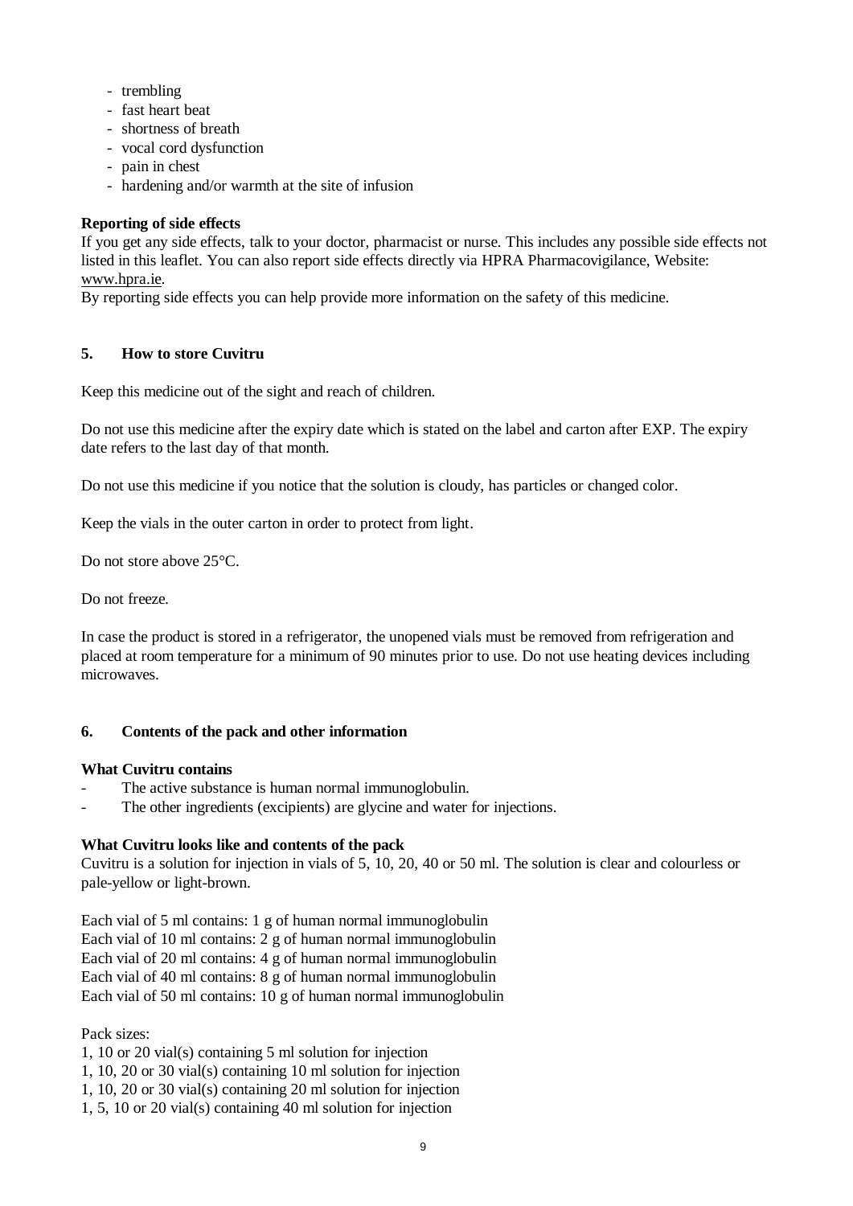- trembling
- fast heart beat
- shortness of breath
- vocal cord dysfunction
- pain in chest
- hardening and/or warmth at the site of infusion

**Reporting of side effects**

If you get any side effects, talk to your doctor, pharmacist or nurse. This includes any possible side effects not listed in this leaflet. You can also report side effects directly via HPRA Pharmacovigilance, Website: www.hpra.ie.

By reporting side effects you can help provide more information on the safety of this medicine.

## 5. How to store Cuvitru

Keep this medicine out of the sight and reach of children.

Do not use this medicine after the expiry date which is stated on the label and carton after EXP. The expiry date refers to the last day of that month.

Do not use this medicine if you notice that the solution is cloudy, has particles or changed color.

Keep the vials in the outer carton in order to protect from light.

Do not store above 25°C.

Do not freeze.

In case the product is stored in a refrigerator, the unopened vials must be removed from refrigeration and placed at room temperature for a minimum of 90 minutes prior to use. Do not use heating devices including microwaves.

## 6. Contents of the pack and other information

**What Cuvitru contains**

- The active substance is human normal immunoglobulin.
- The other ingredients (excipients) are glycine and water for injections.

**What Cuvitru looks like and contents of the pack**

Cuvitru is a solution for injection in vials of 5, 10, 20, 40 or 50 ml. The solution is clear and colourless or pale-yellow or light-brown.

Each vial of 5 ml contains: 1 g of human normal immunoglobulin
Each vial of 10 ml contains: 2 g of human normal immunoglobulin
Each vial of 20 ml contains: 4 g of human normal immunoglobulin
Each vial of 40 ml contains: 8 g of human normal immunoglobulin
Each vial of 50 ml contains: 10 g of human normal immunoglobulin

Pack sizes:
1, 10 or 20 vial(s) containing 5 ml solution for injection
1, 10, 20 or 30 vial(s) containing 10 ml solution for injection
1, 10, 20 or 30 vial(s) containing 20 ml solution for injection
1, 5, 10 or 20 vial(s) containing 40 ml solution for injection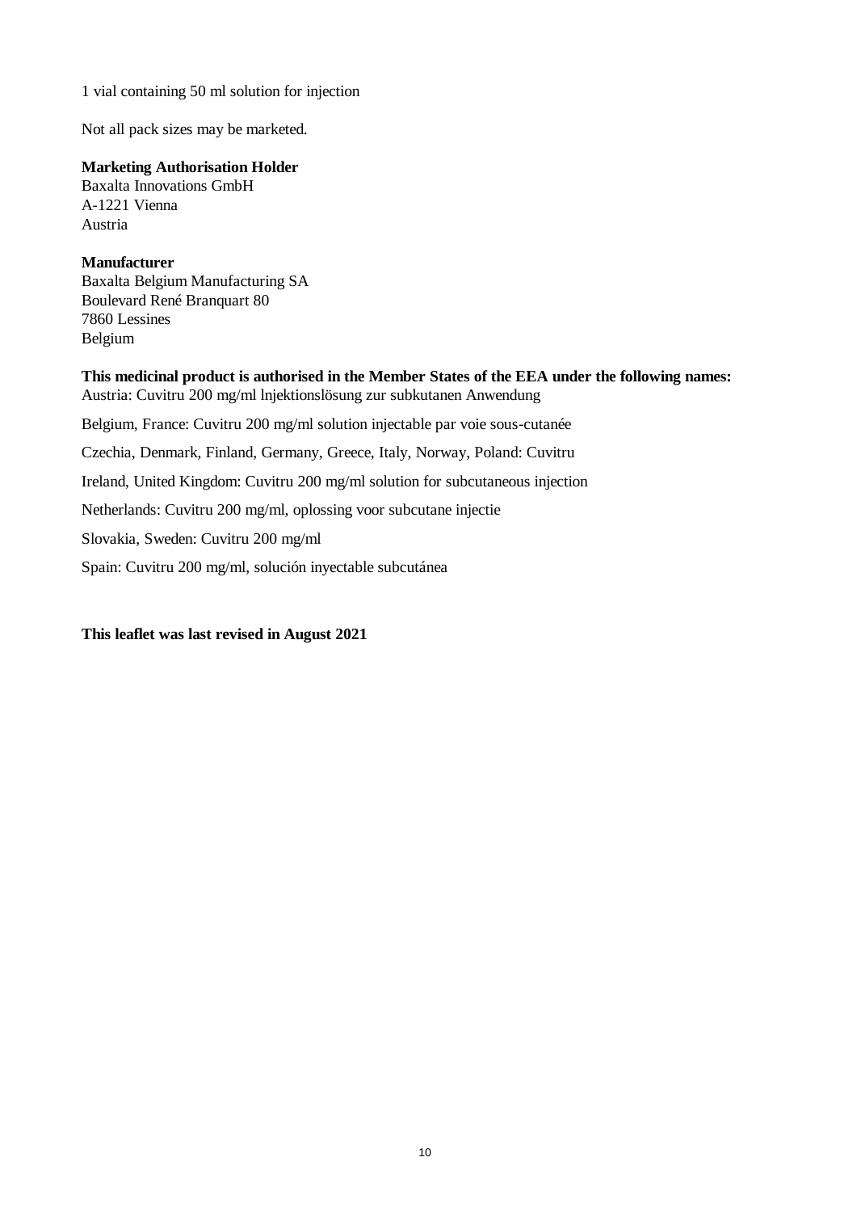1 vial containing 50 ml solution for injection

Not all pack sizes may be marketed.

**Marketing Authorisation Holder**
Baxalta Innovations GmbH
A-1221 Vienna
Austria

**Manufacturer**
Baxalta Belgium Manufacturing SA
Boulevard René Branquart 80
7860 Lessines
Belgium

**This medicinal product is authorised in the Member States of the EEA under the following names:**
Austria: Cuvitru 200 mg/ml lnjektionslösung zur subkutanen Anwendung

Belgium, France: Cuvitru 200 mg/ml solution injectable par voie sous-cutanée

Czechia, Denmark, Finland, Germany, Greece, Italy, Norway, Poland: Cuvitru

Ireland, United Kingdom: Cuvitru 200 mg/ml solution for subcutaneous injection

Netherlands: Cuvitru 200 mg/ml, oplossing voor subcutane injectie

Slovakia, Sweden: Cuvitru 200 mg/ml

Spain: Cuvitru 200 mg/ml, solución inyectable subcutánea

**This leaflet was last revised in August 2021**